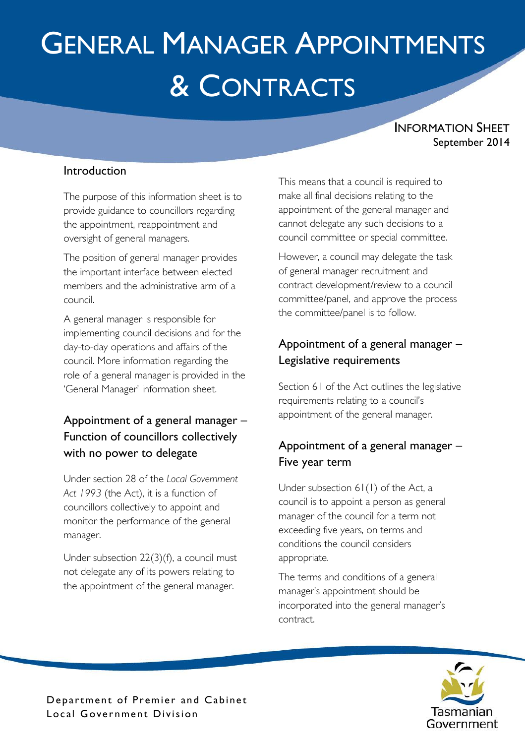# General Manager Appointments & Contracts

Information Sheet
September 2014

## Introduction

The purpose of this information sheet is to provide guidance to councillors regarding the appointment, reappointment and oversight of general managers.

The position of general manager provides the important interface between elected members and the administrative arm of a council.

A general manager is responsible for implementing council decisions and for the day-to-day operations and affairs of the council. More information regarding the role of a general manager is provided in the 'General Manager' information sheet.

## Appointment of a general manager – Function of councillors collectively with no power to delegate

Under section 28 of the *Local Government Act 1993* (the Act), it is a function of councillors collectively to appoint and monitor the performance of the general manager.

Under subsection 22(3)(f), a council must not delegate any of its powers relating to the appointment of the general manager.

This means that a council is required to make all final decisions relating to the appointment of the general manager and cannot delegate any such decisions to a council committee or special committee.

However, a council may delegate the task of general manager recruitment and contract development/review to a council committee/panel, and approve the process the committee/panel is to follow.

## Appointment of a general manager – Legislative requirements

Section 61 of the Act outlines the legislative requirements relating to a council's appointment of the general manager.

## Appointment of a general manager – Five year term

Under subsection 61(1) of the Act, a council is to appoint a person as general manager of the council for a term not exceeding five years, on terms and conditions the council considers appropriate.

The terms and conditions of a general manager's appointment should be incorporated into the general manager's contract.

Department of Premier and Cabinet
Local Government Division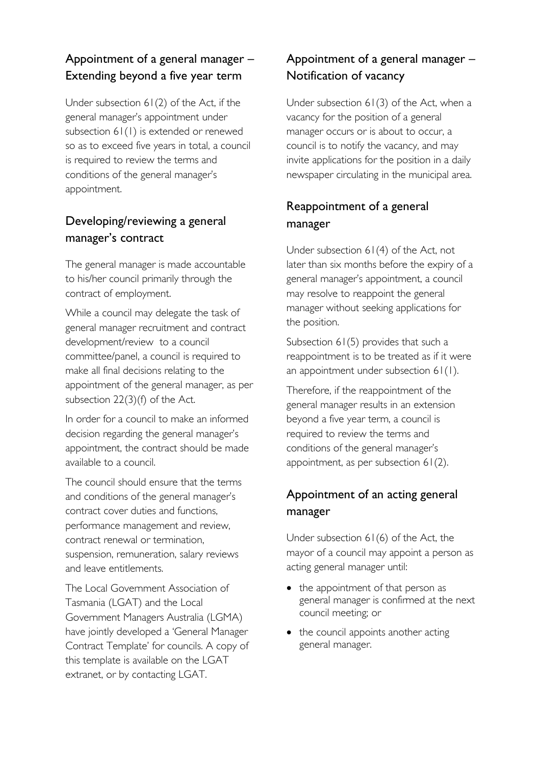## Appointment of a general manager – Extending beyond a five year term

Under subsection 61(2) of the Act, if the general manager's appointment under subsection 61(1) is extended or renewed so as to exceed five years in total, a council is required to review the terms and conditions of the general manager's appointment.

## Developing/reviewing a general manager's contract

The general manager is made accountable to his/her council primarily through the contract of employment.

While a council may delegate the task of general manager recruitment and contract development/review to a council committee/panel, a council is required to make all final decisions relating to the appointment of the general manager, as per subsection 22(3)(f) of the Act.

In order for a council to make an informed decision regarding the general manager's appointment, the contract should be made available to a council.

The council should ensure that the terms and conditions of the general manager's contract cover duties and functions, performance management and review, contract renewal or termination, suspension, remuneration, salary reviews and leave entitlements.

The Local Government Association of Tasmania (LGAT) and the Local Government Managers Australia (LGMA) have jointly developed a 'General Manager Contract Template' for councils. A copy of this template is available on the LGAT extranet, or by contacting LGAT.

## Appointment of a general manager – Notification of vacancy

Under subsection 61(3) of the Act, when a vacancy for the position of a general manager occurs or is about to occur, a council is to notify the vacancy, and may invite applications for the position in a daily newspaper circulating in the municipal area.

## Reappointment of a general manager

Under subsection 61(4) of the Act, not later than six months before the expiry of a general manager's appointment, a council may resolve to reappoint the general manager without seeking applications for the position.

Subsection 61(5) provides that such a reappointment is to be treated as if it were an appointment under subsection 61(1).

Therefore, if the reappointment of the general manager results in an extension beyond a five year term, a council is required to review the terms and conditions of the general manager's appointment, as per subsection 61(2).

## Appointment of an acting general manager

Under subsection 61(6) of the Act, the mayor of a council may appoint a person as acting general manager until:

- the appointment of that person as general manager is confirmed at the next council meeting; or
- the council appoints another acting general manager.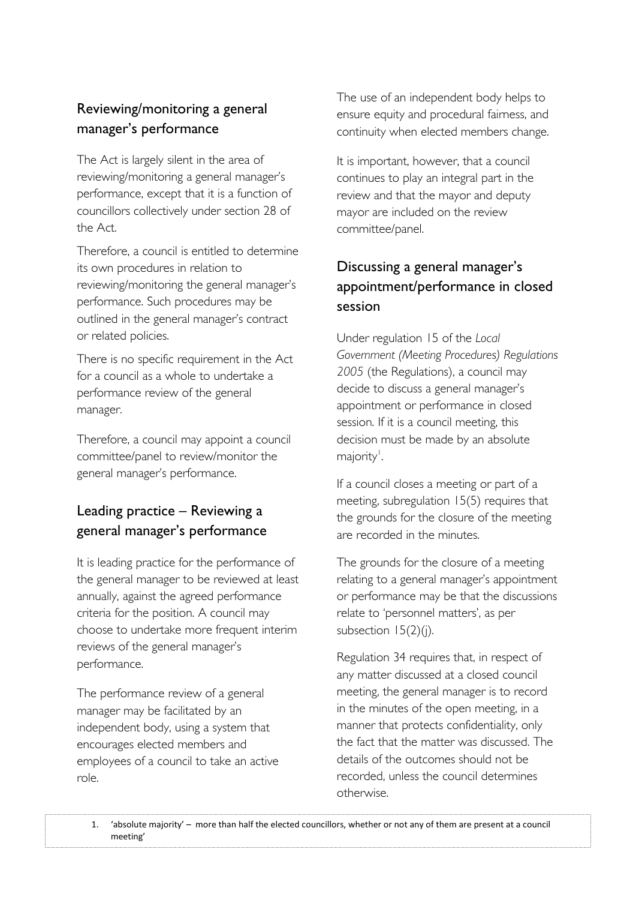## Reviewing/monitoring a general manager's performance

The Act is largely silent in the area of reviewing/monitoring a general manager's performance, except that it is a function of councillors collectively under section 28 of the Act.

Therefore, a council is entitled to determine its own procedures in relation to reviewing/monitoring the general manager's performance. Such procedures may be outlined in the general manager's contract or related policies.

There is no specific requirement in the Act for a council as a whole to undertake a performance review of the general manager.

Therefore, a council may appoint a council committee/panel to review/monitor the general manager's performance.

## Leading practice – Reviewing a general manager's performance

It is leading practice for the performance of the general manager to be reviewed at least annually, against the agreed performance criteria for the position. A council may choose to undertake more frequent interim reviews of the general manager's performance.

The performance review of a general manager may be facilitated by an independent body, using a system that encourages elected members and employees of a council to take an active role.

The use of an independent body helps to ensure equity and procedural fairness, and continuity when elected members change.

It is important, however, that a council continues to play an integral part in the review and that the mayor and deputy mayor are included on the review committee/panel.

## Discussing a general manager's appointment/performance in closed session

Under regulation 15 of the *Local Government (Meeting Procedures) Regulations 2005* (the Regulations), a council may decide to discuss a general manager's appointment or performance in closed session. If it is a council meeting, this decision must be made by an absolute majority[1].

If a council closes a meeting or part of a meeting, subregulation 15(5) requires that the grounds for the closure of the meeting are recorded in the minutes.

The grounds for the closure of a meeting relating to a general manager's appointment or performance may be that the discussions relate to 'personnel matters', as per subsection 15(2)(j).

Regulation 34 requires that, in respect of any matter discussed at a closed council meeting, the general manager is to record in the minutes of the open meeting, in a manner that protects confidentiality, only the fact that the matter was discussed. The details of the outcomes should not be recorded, unless the council determines otherwise.

1. 'absolute majority' – more than half the elected councillors, whether or not any of them are present at a council meeting'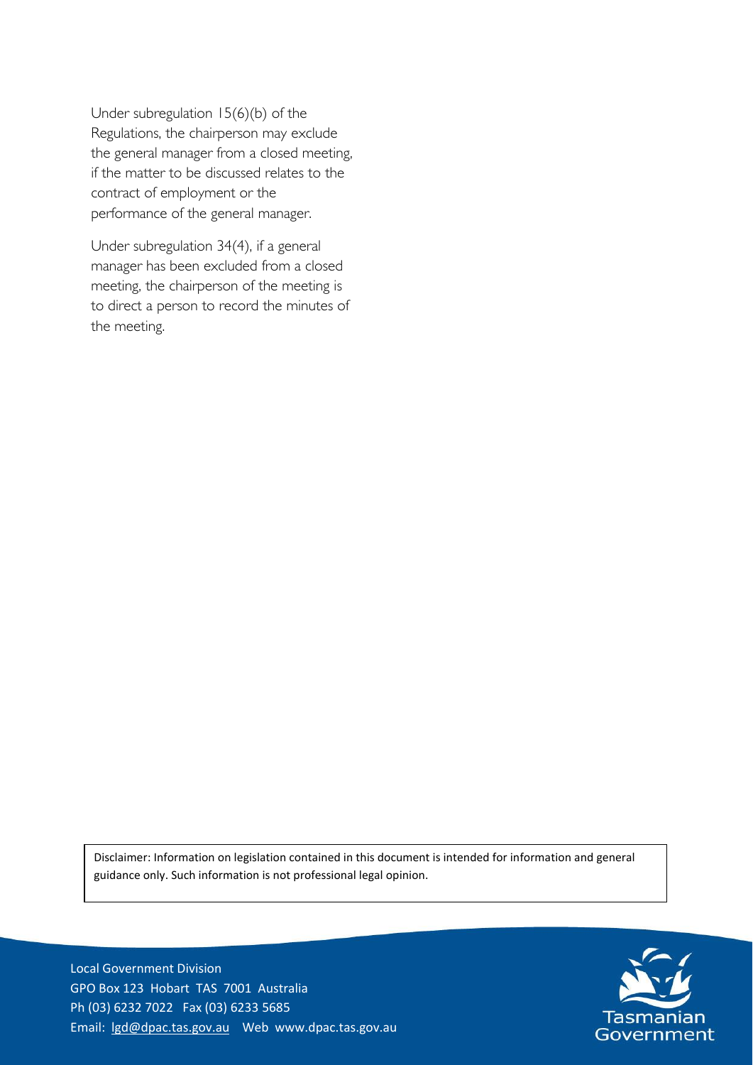Under subregulation 15(6)(b) of the Regulations, the chairperson may exclude the general manager from a closed meeting, if the matter to be discussed relates to the contract of employment or the performance of the general manager.

Under subregulation 34(4), if a general manager has been excluded from a closed meeting, the chairperson of the meeting is to direct a person to record the minutes of the meeting.

Disclaimer: Information on legislation contained in this document is intended for information and general guidance only. Such information is not professional legal opinion.

Local Government Division
GPO Box 123 Hobart TAS 7001 Australia
Ph (03) 6232 7022 Fax (03) 6233 5685
Email: lgd@dpac.tas.gov.au Web www.dpac.tas.gov.au

Tasmanian Government